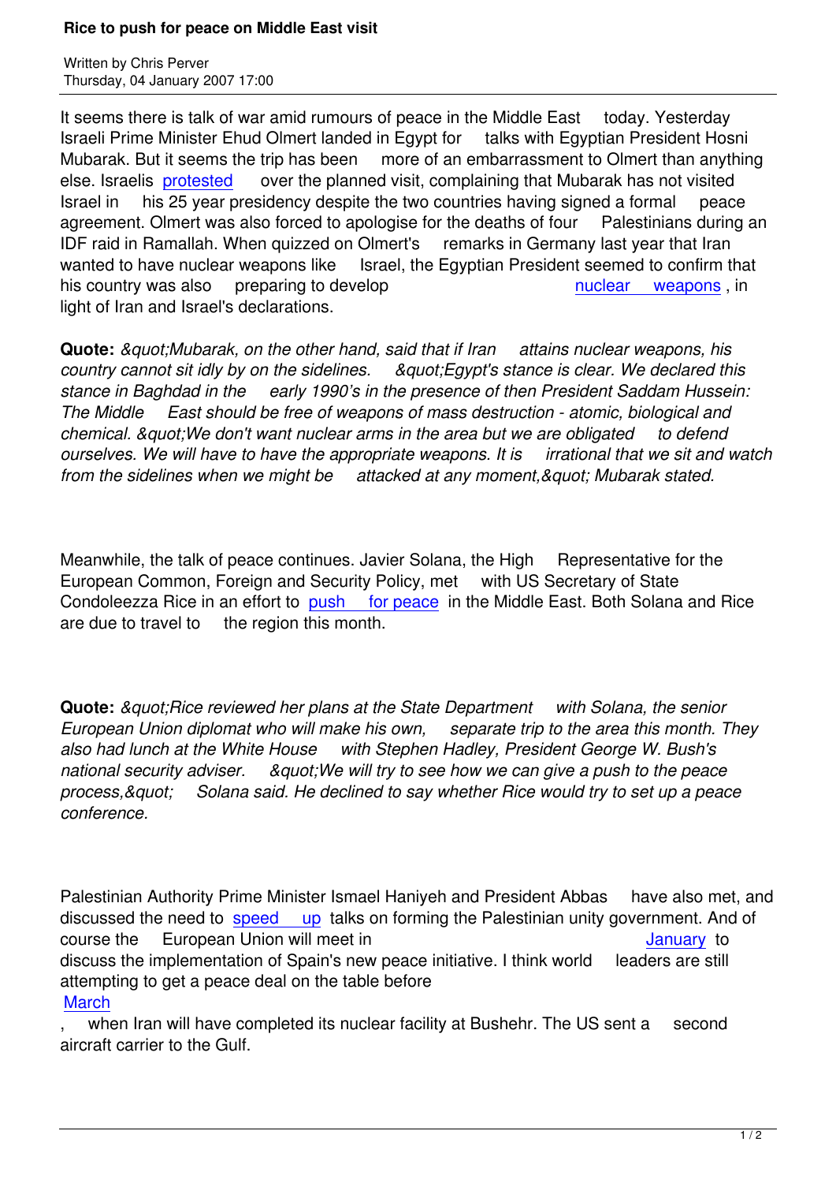# Rice to push for peace on Middle East visit

Written by Chris Perver
Thursday, 04 January 2007 17:00

It seems there is talk of war amid rumours of peace in the Middle East today. Yesterday Israeli Prime Minister Ehud Olmert landed in Egypt for talks with Egyptian President Hosni Mubarak. But it seems the trip has been more of an embarrassment to Olmert than anything else. Israelis protested over the planned visit, complaining that Mubarak has not visited Israel in his 25 year presidency despite the two countries having signed a formal peace agreement. Olmert was also forced to apologise for the deaths of four Palestinians during an IDF raid in Ramallah. When quizzed on Olmert's remarks in Germany last year that Iran wanted to have nuclear weapons like Israel, the Egyptian President seemed to confirm that his country was also preparing to develop nuclear weapons, in light of Iran and Israel's declarations.

**Quote:** *&quot;Mubarak, on the other hand, said that if Iran attains nuclear weapons, his country cannot sit idly by on the sidelines. &quot;Egypt's stance is clear. We declared this stance in Baghdad in the early 1990's in the presence of then President Saddam Hussein: The Middle East should be free of weapons of mass destruction - atomic, biological and chemical. &quot;We don't want nuclear arms in the area but we are obligated to defend ourselves. We will have to have the appropriate weapons. It is irrational that we sit and watch from the sidelines when we might be attacked at any moment,&quot; Mubarak stated.*

Meanwhile, the talk of peace continues. Javier Solana, the High Representative for the European Common, Foreign and Security Policy, met with US Secretary of State Condoleezza Rice in an effort to push for peace in the Middle East. Both Solana and Rice are due to travel to the region this month.

**Quote:** *&quot;Rice reviewed her plans at the State Department with Solana, the senior European Union diplomat who will make his own, separate trip to the area this month. They also had lunch at the White House with Stephen Hadley, President George W. Bush's national security adviser. &quot;We will try to see how we can give a push to the peace process,&quot; Solana said. He declined to say whether Rice would try to set up a peace conference.*

Palestinian Authority Prime Minister Ismael Haniyeh and President Abbas have also met, and discussed the need to speed up talks on forming the Palestinian unity government. And of course the European Union will meet in January to discuss the implementation of Spain's new peace initiative. I think world leaders are still attempting to get a peace deal on the table before March, when Iran will have completed its nuclear facility at Bushehr. The US sent a second aircraft carrier to the Gulf.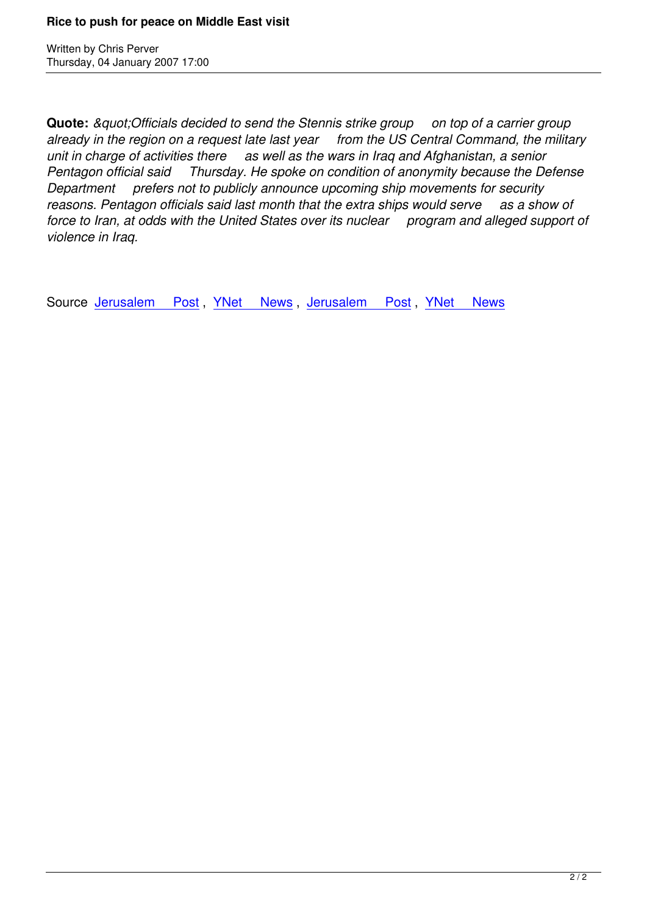**Quote:** *&quot;Officials decided to send the Stennis strike group on top of a carrier group already in the region on a request late last year from the US Central Command, the military unit in charge of activities there as well as the wars in Iraq and Afghanistan, a senior Pentagon official said Thursday. He spoke on condition of anonymity because the Defense Department prefers not to publicly announce upcoming ship movements for security reasons. Pentagon officials said last month that the extra ships would serve as a show of force to Iran, at odds with the United States over its nuclear program and alleged support of violence in Iraq.*

Source Jerusalem Post , YNet News , Jerusalem Post , YNet News